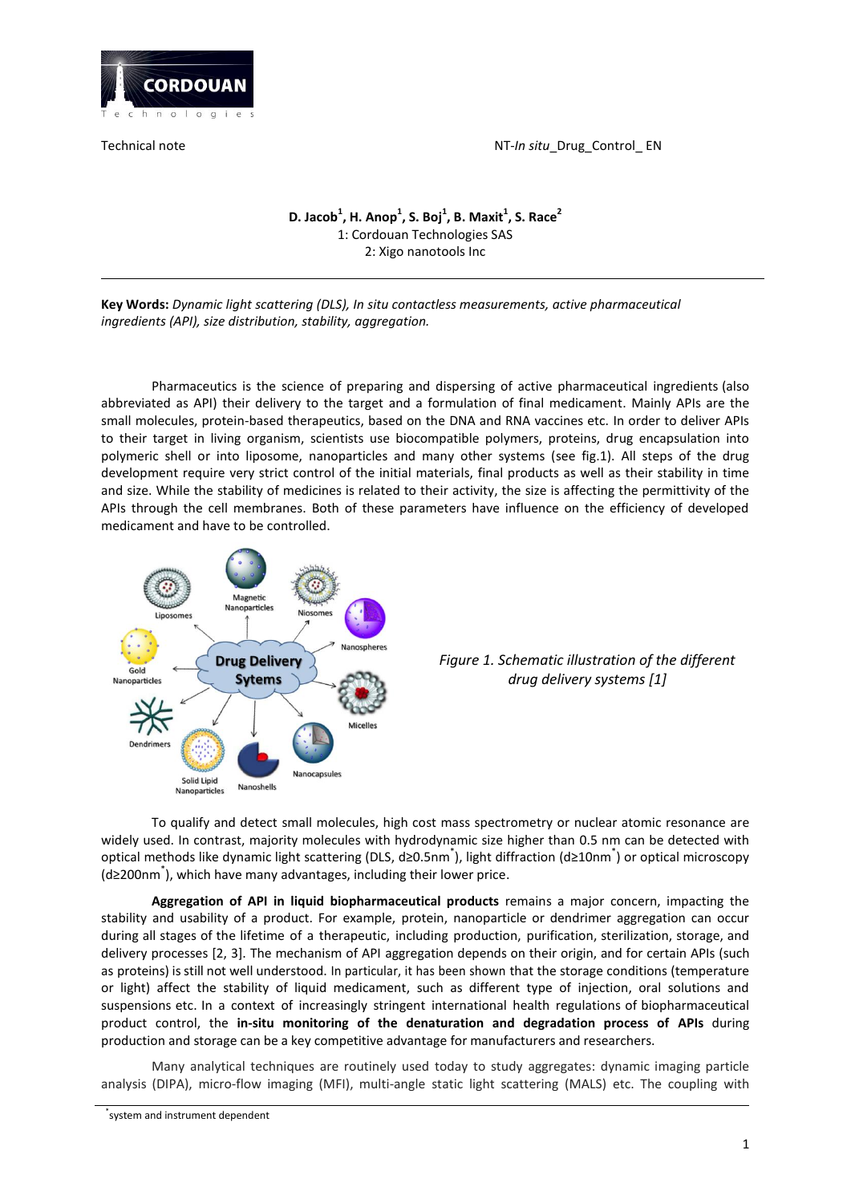Technical note NT-*In situ*_Drug_Control_ EN

**D. Jacob[1], H. Anop[1], S. Boj[1], B. Maxit[1], S. Race[2]**
1: Cordouan Technologies SAS
2: Xigo nanotools Inc

---

**Key Words:** *Dynamic light scattering (DLS), In situ contactless measurements, active pharmaceutical ingredients (API), size distribution, stability, aggregation.*

Pharmaceutics is the science of preparing and dispersing of active pharmaceutical ingredients (also abbreviated as API) their delivery to the target and a formulation of final medicament. Mainly APIs are the small molecules, protein-based therapeutics, based on the DNA and RNA vaccines etc. In order to deliver APIs to their target in living organism, scientists use biocompatible polymers, proteins, drug encapsulation into polymeric shell or into liposome, nanoparticles and many other systems (see fig.1). All steps of the drug development require very strict control of the initial materials, final products as well as their stability in time and size. While the stability of medicines is related to their activity, the size is affecting the permittivity of the APIs through the cell membranes. Both of these parameters have influence on the efficiency of developed medicament and have to be controlled.

*Figure 1. Schematic illustration of the different drug delivery systems [1]*

To qualify and detect small molecules, high cost mass spectrometry or nuclear atomic resonance are widely used. In contrast, majority molecules with hydrodynamic size higher than 0.5 nm can be detected with optical methods like dynamic light scattering (DLS, d≥0.5nm*), light diffraction (d≥10nm*) or optical microscopy (d≥200nm*), which have many advantages, including their lower price.

**Aggregation of API in liquid biopharmaceutical products** remains a major concern, impacting the stability and usability of a product. For example, protein, nanoparticle or dendrimer aggregation can occur during all stages of the lifetime of a therapeutic, including production, purification, sterilization, storage, and delivery processes [2, 3]. The mechanism of API aggregation depends on their origin, and for certain APIs (such as proteins) is still not well understood. In particular, it has been shown that the storage conditions (temperature or light) affect the stability of liquid medicament, such as different type of injection, oral solutions and suspensions etc. In a context of increasingly stringent international health regulations of biopharmaceutical product control, the **in-situ monitoring of the denaturation and degradation process of APIs** during production and storage can be a key competitive advantage for manufacturers and researchers.

Many analytical techniques are routinely used today to study aggregates: dynamic imaging particle analysis (DIPA), micro-flow imaging (MFI), multi-angle static light scattering (MALS) etc. The coupling with

*system and instrument dependent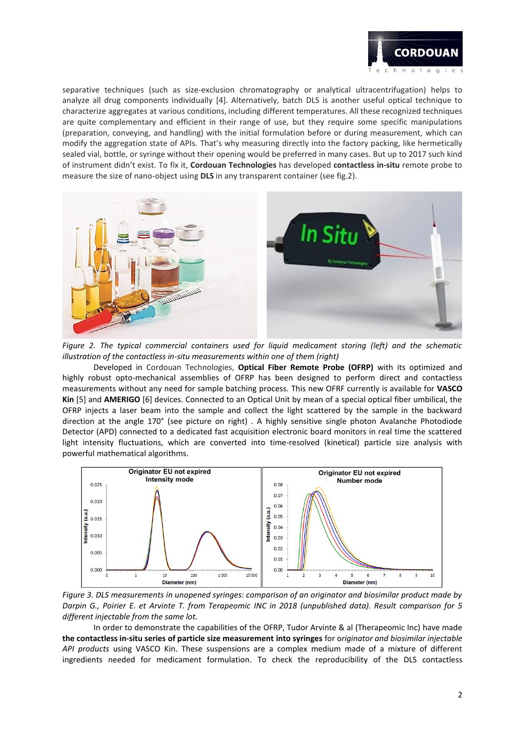separative techniques (such as size-exclusion chromatography or analytical ultracentrifugation) helps to analyze all drug components individually [4]. Alternatively, batch DLS is another useful optical technique to characterize aggregates at various conditions, including different temperatures. All these recognized techniques are quite complementary and efficient in their range of use, but they require some specific manipulations (preparation, conveying, and handling) with the initial formulation before or during measurement, which can modify the aggregation state of APIs. That's why measuring directly into the factory packing, like hermetically sealed vial, bottle, or syringe without their opening would be preferred in many cases. But up to 2017 such kind of instrument didn't exist. To fix it, **Cordouan Technologies** has developed **contactless in-situ** remote probe to measure the size of nano-object using **DLS** in any transparent container (see fig.2).

*Figure 2. The typical commercial containers used for liquid medicament storing (left) and the schematic illustration of the contactless in-situ measurements within one of them (right)*

Developed in Cordouan Technologies, **Optical Fiber Remote Probe (OFRP)** with its optimized and highly robust opto-mechanical assemblies of OFRP has been designed to perform direct and contactless measurements without any need for sample batching process. This new OFRF currently is available for **VASCO Kin** [5] and **AMERIGO** [6] devices. Connected to an Optical Unit by mean of a special optical fiber umbilical, the OFRP injects a laser beam into the sample and collect the light scattered by the sample in the backward direction at the angle 170° (see picture on right) . A highly sensitive single photon Avalanche Photodiode Detector (APD) connected to a dedicated fast acquisition electronic board monitors in real time the scattered light intensity fluctuations, which are converted into time-resolved (kinetical) particle size analysis with powerful mathematical algorithms.

*Figure 3. DLS measurements in unopened syringes: comparison of an originator and biosimilar product made by Darpin G., Poirier E. et Arvinte T. from Terapeomic INC in 2018 (unpublished data). Result comparison for 5 different injectable from the same lot.*

In order to demonstrate the capabilities of the OFRP, Tudor Arvinte & al (Therapeomic Inc) have made **the contactless in-situ series of particle size measurement into syringes** for *originator and biosimilar injectable API products* using VASCO Kin. These suspensions are a complex medium made of a mixture of different ingredients needed for medicament formulation. To check the reproducibility of the DLS contactless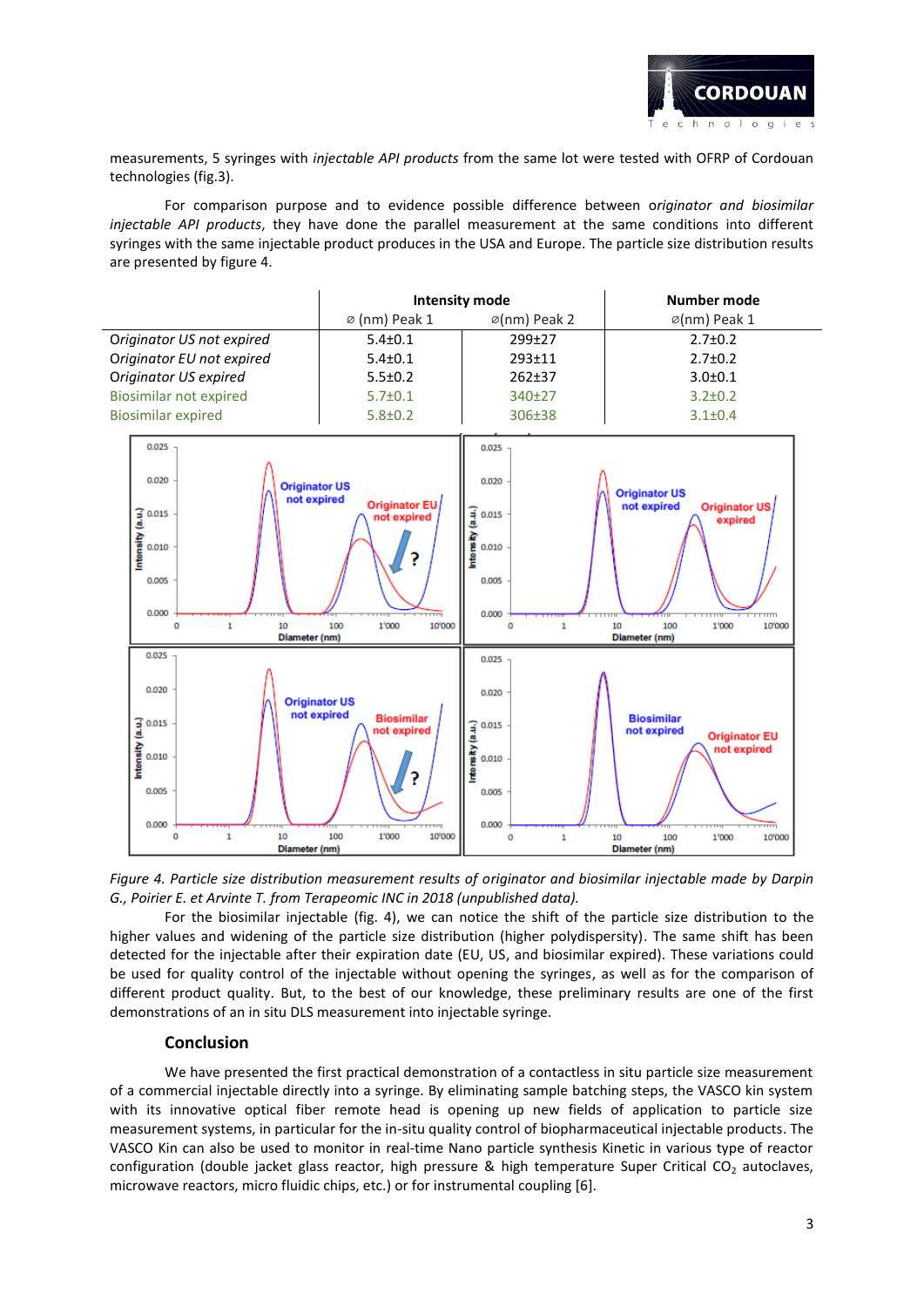measurements, 5 syringes with *injectable API products* from the same lot were tested with OFRP of Cordouan technologies (fig.3).

For comparison purpose and to evidence possible difference between *originator and biosimilar injectable API products*, they have done the parallel measurement at the same conditions into different syringes with the same injectable product produces in the USA and Europe. The particle size distribution results are presented by figure 4.

| | Intensity mode | | Number mode |
|---|---|---|---|
| | ⌀ (nm) Peak 1 | ⌀(nm) Peak 2 | ⌀(nm) Peak 1 |
| *Originator US not expired* | 5.4±0.1 | 299±27 | 2.7±0.2 |
| *Originator EU not expired* | 5.4±0.1 | 293±11 | 2.7±0.2 |
| *Originator US expired* | 5.5±0.2 | 262±37 | 3.0±0.1 |
| Biosimilar not expired | 5.7±0.1 | 340±27 | 3.2±0.2 |
| Biosimilar expired | 5.8±0.2 | 306±38 | 3.1±0.4 |

*Figure 4. Particle size distribution measurement results of originator and biosimilar injectable made by Darpin G., Poirier E. et Arvinte T. from Terapeomic INC in 2018 (unpublished data).*

For the biosimilar injectable (fig. 4), we can notice the shift of the particle size distribution to the higher values and widening of the particle size distribution (higher polydispersity). The same shift has been detected for the injectable after their expiration date (EU, US, and biosimilar expired). These variations could be used for quality control of the injectable without opening the syringes, as well as for the comparison of different product quality. But, to the best of our knowledge, these preliminary results are one of the first demonstrations of an in situ DLS measurement into injectable syringe.

## Conclusion

We have presented the first practical demonstration of a contactless in situ particle size measurement of a commercial injectable directly into a syringe. By eliminating sample batching steps, the VASCO kin system with its innovative optical fiber remote head is opening up new fields of application to particle size measurement systems, in particular for the in-situ quality control of biopharmaceutical injectable products. The VASCO Kin can also be used to monitor in real-time Nano particle synthesis Kinetic in various type of reactor configuration (double jacket glass reactor, high pressure & high temperature Super Critical $CO_2$ autoclaves, microwave reactors, micro fluidic chips, etc.) or for instrumental coupling [6].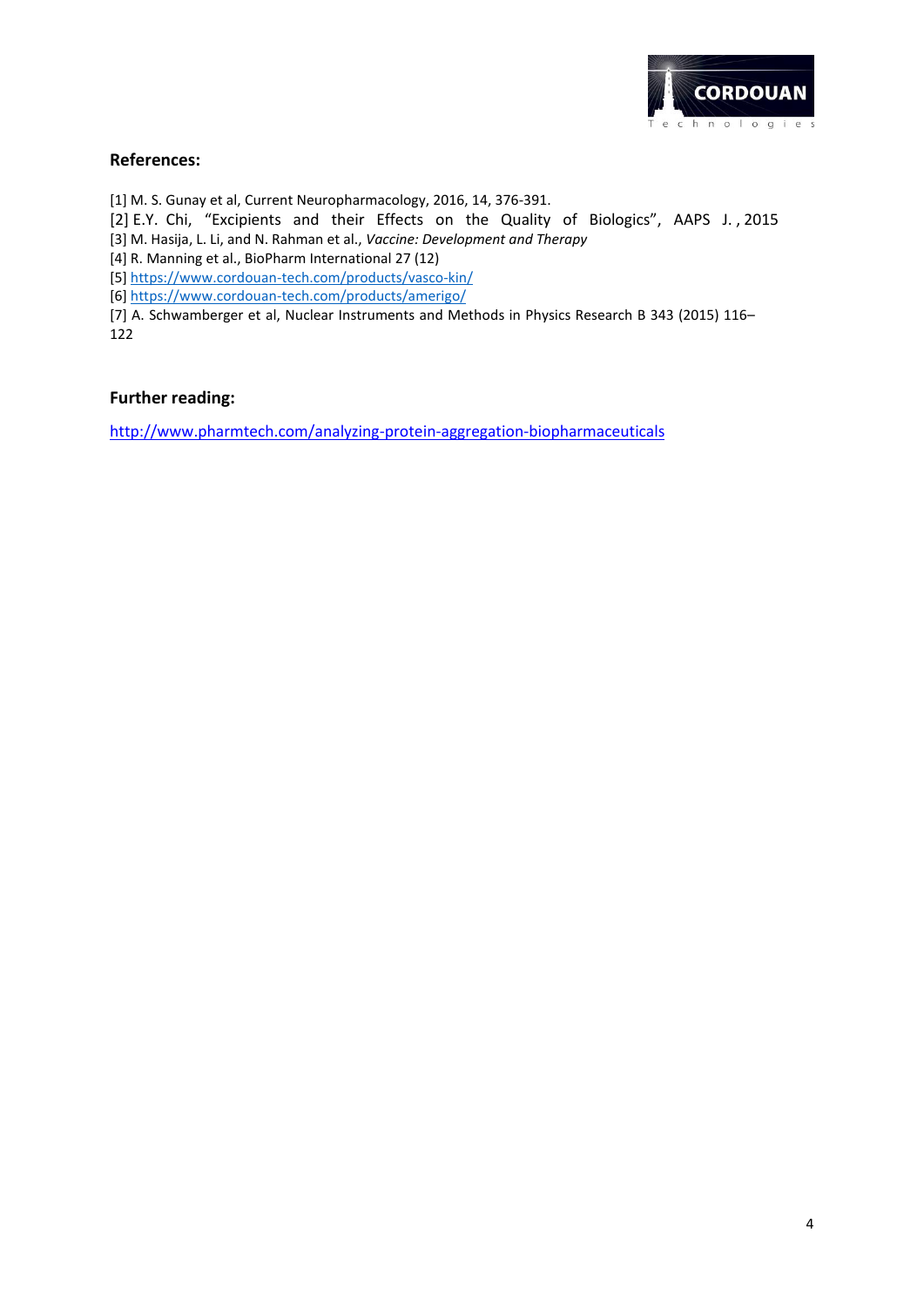## References:

[1] M. S. Gunay et al, Current Neuropharmacology, 2016, 14, 376-391.

[2] E.Y. Chi, "Excipients and their Effects on the Quality of Biologics", AAPS J. , 2015

[3] M. Hasija, L. Li, and N. Rahman et al., *Vaccine: Development and Therapy*

[4] R. Manning et al., BioPharm International 27 (12)

[5] https://www.cordouan-tech.com/products/vasco-kin/

[6] https://www.cordouan-tech.com/products/amerigo/

[7] A. Schwamberger et al, Nuclear Instruments and Methods in Physics Research B 343 (2015) 116–122

## Further reading:

http://www.pharmtech.com/analyzing-protein-aggregation-biopharmaceuticals